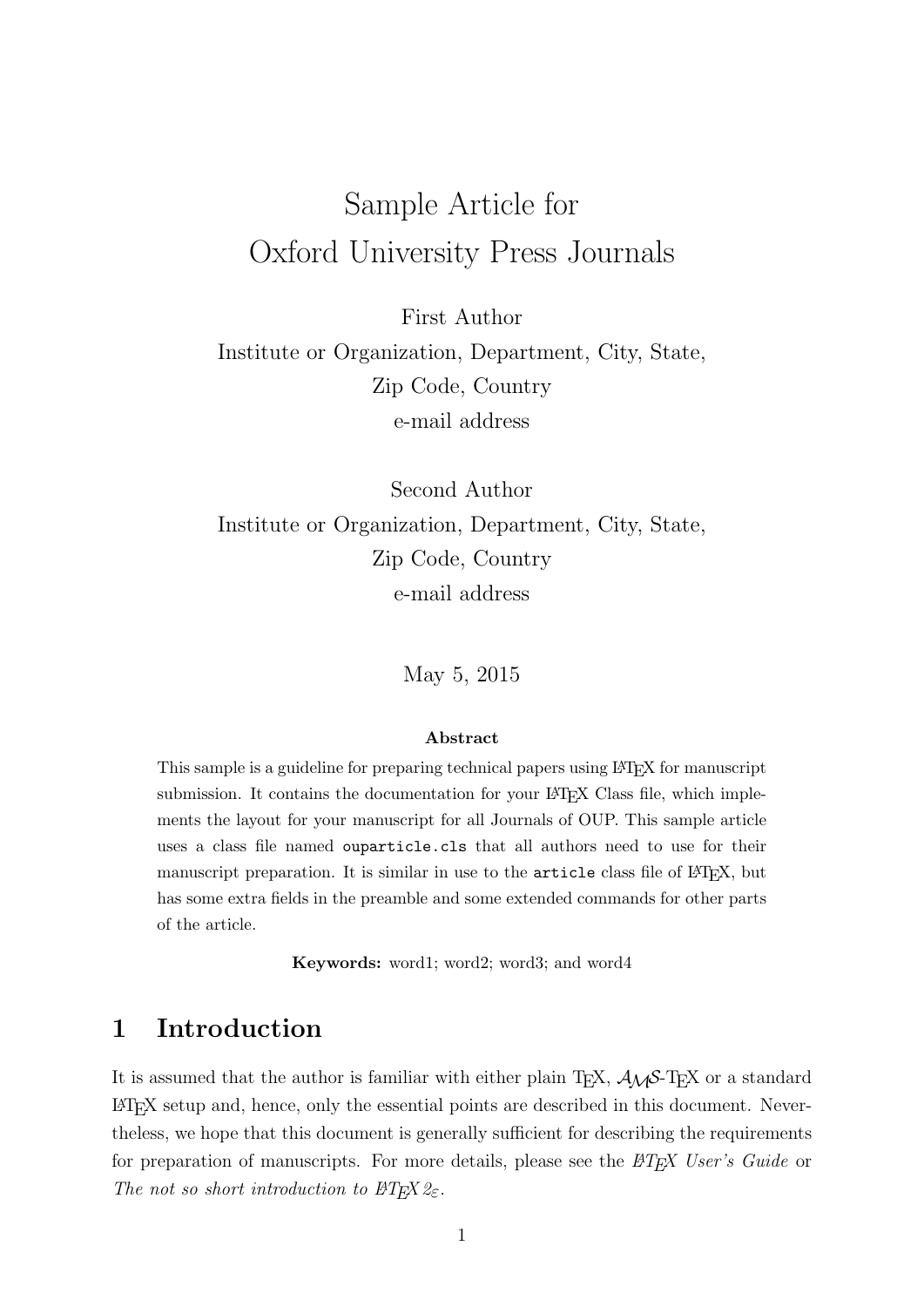# Sample Article for Oxford University Press Journals

First Author
Institute or Organization, Department, City, State,
Zip Code, Country
e-mail address

Second Author
Institute or Organization, Department, City, State,
Zip Code, Country
e-mail address

May 5, 2015

**Abstract**

This sample is a guideline for preparing technical papers using LaTeX for manuscript submission. It contains the documentation for your LaTeX Class file, which implements the layout for your manuscript for all Journals of OUP. This sample article uses a class file named `ouparticle.cls` that all authors need to use for their manuscript preparation. It is similar in use to the `article` class file of LaTeX, but has some extra fields in the preamble and some extended commands for other parts of the article.

**Keywords:** word1; word2; word3; and word4

## 1 Introduction

It is assumed that the author is familiar with either plain TeX, AMS-TeX or a standard LaTeX setup and, hence, only the essential points are described in this document. Nevertheless, we hope that this document is generally sufficient for describing the requirements for preparation of manuscripts. For more details, please see the *LaTeX User's Guide* or *The not so short introduction to LaTeX 2ε*.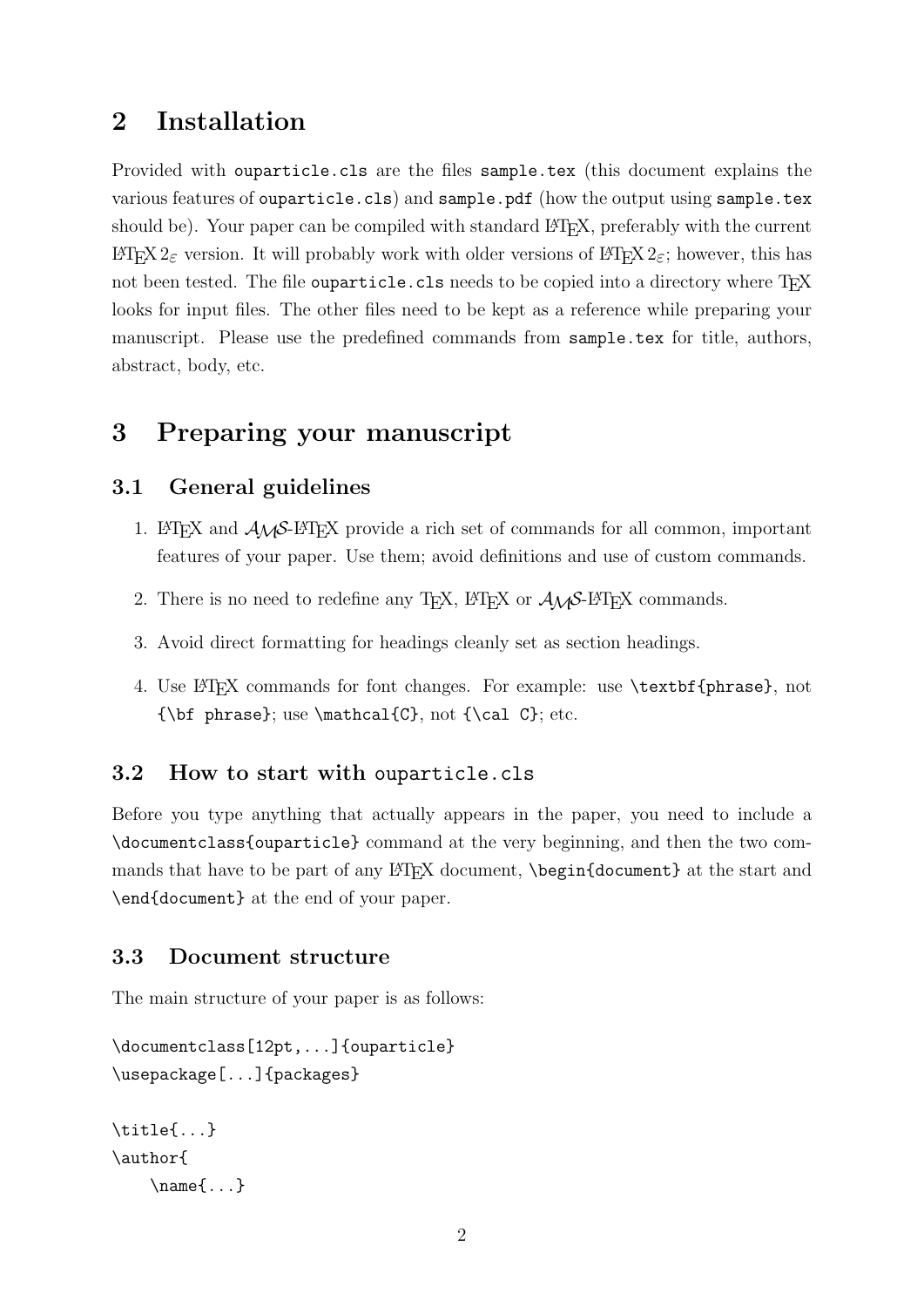# 2 Installation

Provided with `ouparticle.cls` are the files `sample.tex` (this document explains the various features of `ouparticle.cls`) and `sample.pdf` (how the output using `sample.tex` should be). Your paper can be compiled with standard LaTeX, preferably with the current LaTeX $2_\varepsilon$ version. It will probably work with older versions of LaTeX $2_\varepsilon$; however, this has not been tested. The file `ouparticle.cls` needs to be copied into a directory where TeX looks for input files. The other files need to be kept as a reference while preparing your manuscript. Please use the predefined commands from `sample.tex` for title, authors, abstract, body, etc.

# 3 Preparing your manuscript

## 3.1 General guidelines

1. LaTeX and AMS-LaTeX provide a rich set of commands for all common, important features of your paper. Use them; avoid definitions and use of custom commands.
2. There is no need to redefine any TeX, LaTeX or AMS-LaTeX commands.
3. Avoid direct formatting for headings cleanly set as section headings.
4. Use LaTeX commands for font changes. For example: use `\textbf{phrase}`, not `{\bf phrase}`; use `\mathcal{C}`, not `{\cal C}`; etc.

## 3.2 How to start with `ouparticle.cls`

Before you type anything that actually appears in the paper, you need to include a `\documentclass{ouparticle}` command at the very beginning, and then the two commands that have to be part of any LaTeX document, `\begin{document}` at the start and `\end{document}` at the end of your paper.

## 3.3 Document structure

The main structure of your paper is as follows:

```
\documentclass[12pt,...]{ouparticle}
\usepackage[...]{packages}

\title{...}
\author{
    \name{...}
```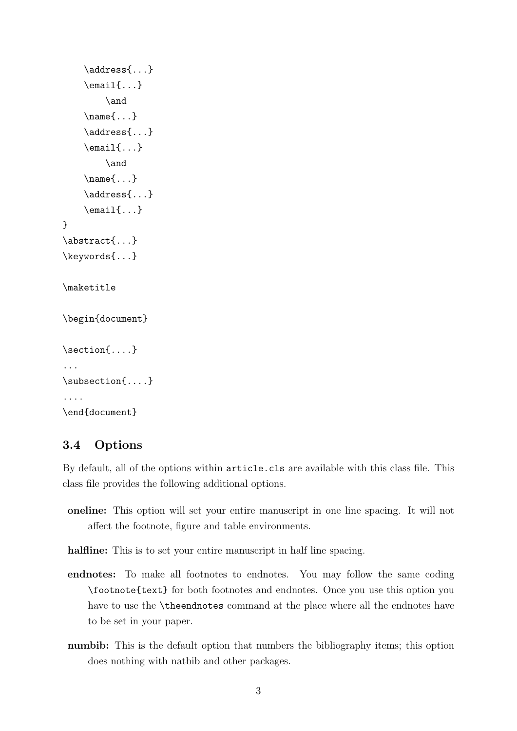```
    \address{...}
    \email{...}
        \and
    \name{...}
    \address{...}
    \email{...}
        \and
    \name{...}
    \address{...}
    \email{...}
}
\abstract{...}
\keywords{...}

\maketitle

\begin{document}

\section{....}
...
\subsection{....}
....
\end{document}
```

### 3.4 Options

By default, all of the options within `article.cls` are available with this class file. This class file provides the following additional options.

**oneline:** This option will set your entire manuscript in one line spacing. It will not affect the footnote, figure and table environments.

**halfline:** This is to set your entire manuscript in half line spacing.

**endnotes:** To make all footnotes to endnotes. You may follow the same coding `\footnote{text}` for both footnotes and endnotes. Once you use this option you have to use the `\theendnotes` command at the place where all the endnotes have to be set in your paper.

**numbib:** This is the default option that numbers the bibliography items; this option does nothing with natbib and other packages.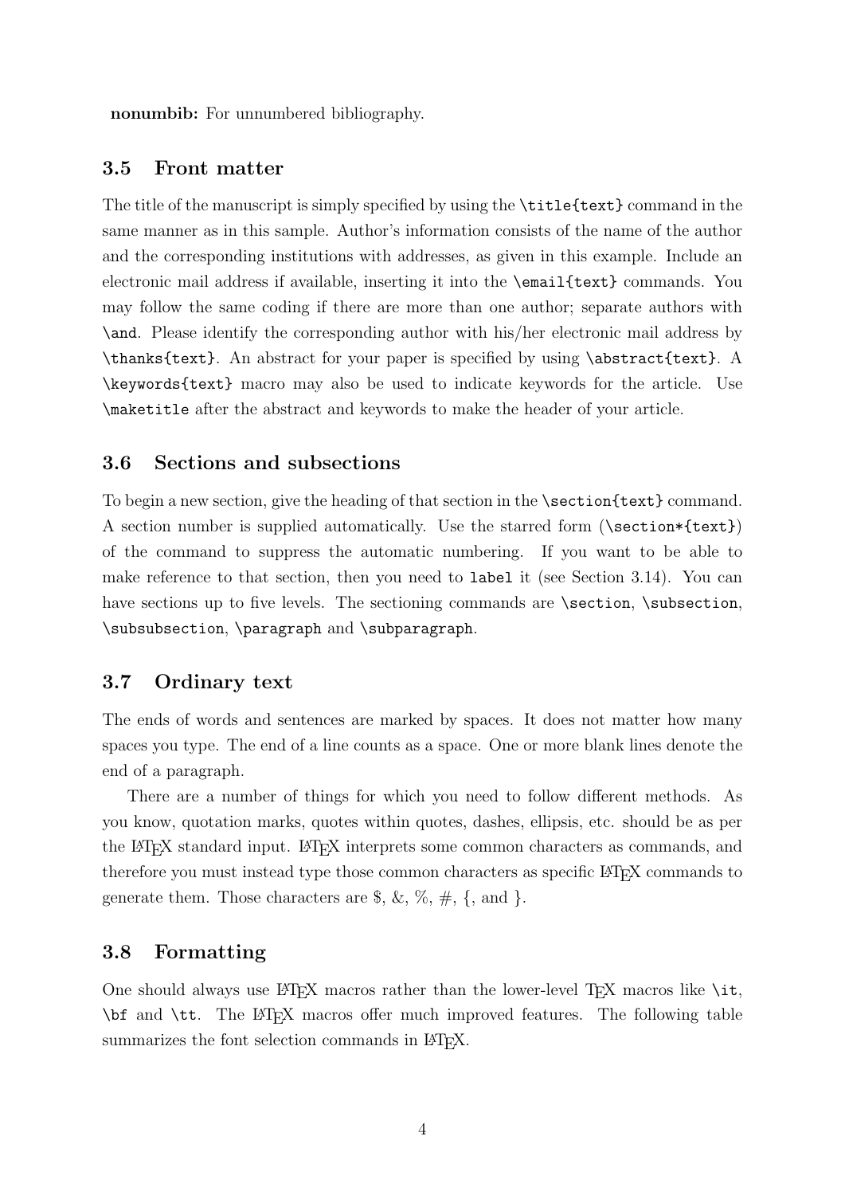**nonumbib:** For unnumbered bibliography.

### 3.5 Front matter

The title of the manuscript is simply specified by using the `\title{text}` command in the same manner as in this sample. Author's information consists of the name of the author and the corresponding institutions with addresses, as given in this example. Include an electronic mail address if available, inserting it into the `\email{text}` commands. You may follow the same coding if there are more than one author; separate authors with `\and`. Please identify the corresponding author with his/her electronic mail address by `\thanks{text}`. An abstract for your paper is specified by using `\abstract{text}`. A `\keywords{text}` macro may also be used to indicate keywords for the article. Use `\maketitle` after the abstract and keywords to make the header of your article.

### 3.6 Sections and subsections

To begin a new section, give the heading of that section in the `\section{text}` command. A section number is supplied automatically. Use the starred form (`\section*{text}`) of the command to suppress the automatic numbering. If you want to be able to make reference to that section, then you need to `label` it (see Section 3.14). You can have sections up to five levels. The sectioning commands are `\section`, `\subsection`, `\subsubsection`, `\paragraph` and `\subparagraph`.

### 3.7 Ordinary text

The ends of words and sentences are marked by spaces. It does not matter how many spaces you type. The end of a line counts as a space. One or more blank lines denote the end of a paragraph.

There are a number of things for which you need to follow different methods. As you know, quotation marks, quotes within quotes, dashes, ellipsis, etc. should be as per the LaTeX standard input. LaTeX interprets some common characters as commands, and therefore you must instead type those common characters as specific LaTeX commands to generate them. Those characters are $, &, %, #, {, and }.

### 3.8 Formatting

One should always use LaTeX macros rather than the lower-level TeX macros like `\it`, `\bf` and `\tt`. The LaTeX macros offer much improved features. The following table summarizes the font selection commands in LaTeX.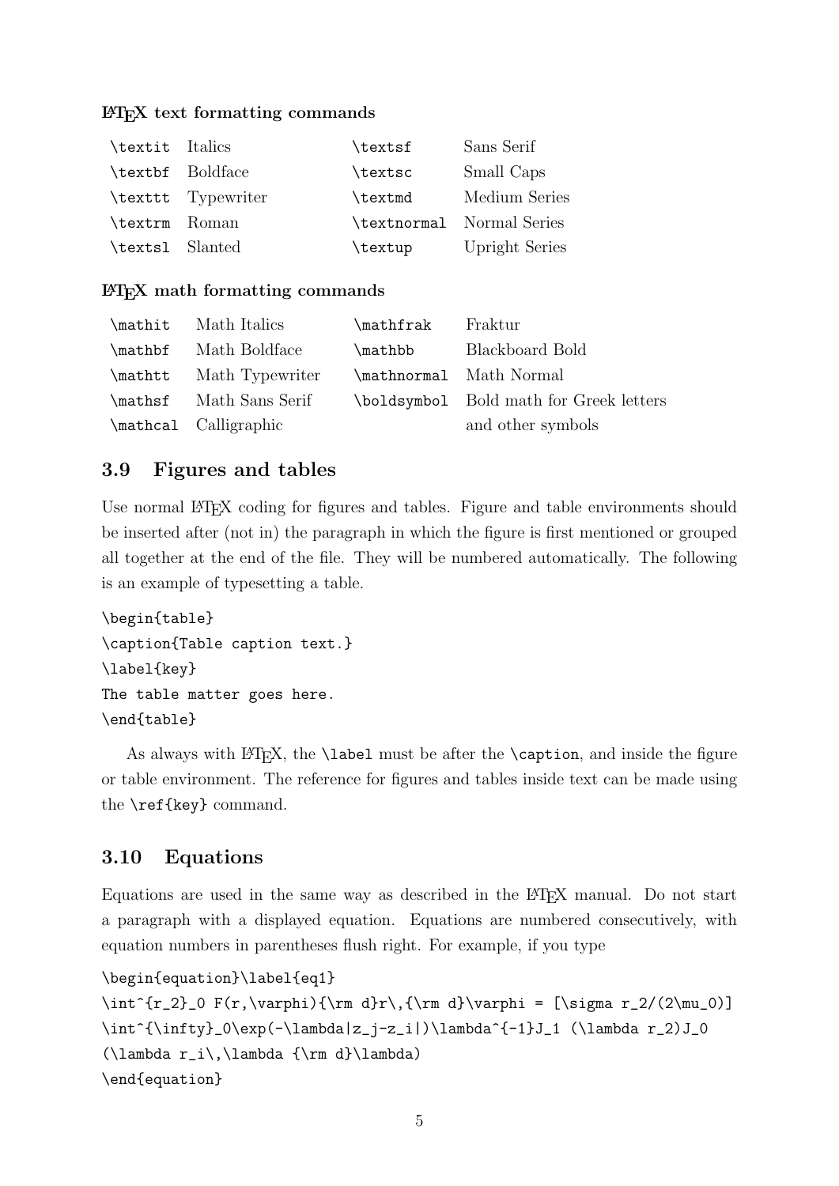**LaTeX text formatting commands**

| | | | |
|---|---|---|---|
| `\textit` | Italics | `\textsf` | Sans Serif |
| `\textbf` | Boldface | `\textsc` | Small Caps |
| `\texttt` | Typewriter | `\textmd` | Medium Series |
| `\textrm` | Roman | `\textnormal` | Normal Series |
| `\textsl` | Slanted | `\textup` | Upright Series |

**LaTeX math formatting commands**

| | | | |
|---|---|---|---|
| `\mathit` | Math Italics | `\mathfrak` | Fraktur |
| `\mathbf` | Math Boldface | `\mathbb` | Blackboard Bold |
| `\mathtt` | Math Typewriter | `\mathnormal` | Math Normal |
| `\mathsf` | Math Sans Serif | `\boldsymbol` | Bold math for Greek letters |
| `\mathcal` | Calligraphic | | and other symbols |

### 3.9 Figures and tables

Use normal LaTeX coding for figures and tables. Figure and table environments should be inserted after (not in) the paragraph in which the figure is first mentioned or grouped all together at the end of the file. They will be numbered automatically. The following is an example of typesetting a table.

```
\begin{table}
\caption{Table caption text.}
\label{key}
The table matter goes here.
\end{table}
```

As always with LaTeX, the `\label` must be after the `\caption`, and inside the figure or table environment. The reference for figures and tables inside text can be made using the `\ref{key}` command.

### 3.10 Equations

Equations are used in the same way as described in the LaTeX manual. Do not start a paragraph with a displayed equation. Equations are numbered consecutively, with equation numbers in parentheses flush right. For example, if you type

```
\begin{equation}\label{eq1}
\int^{r_2}_0 F(r,\varphi){\rm d}r\,{\rm d}\varphi = [\sigma r_2/(2\mu_0)]
\int^{\infty}_0\exp(-\lambda|z_j-z_i|)\lambda^{-1}J_1 (\lambda r_2)J_0
(\lambda r_i\,\lambda {\rm d}\lambda)
\end{equation}
```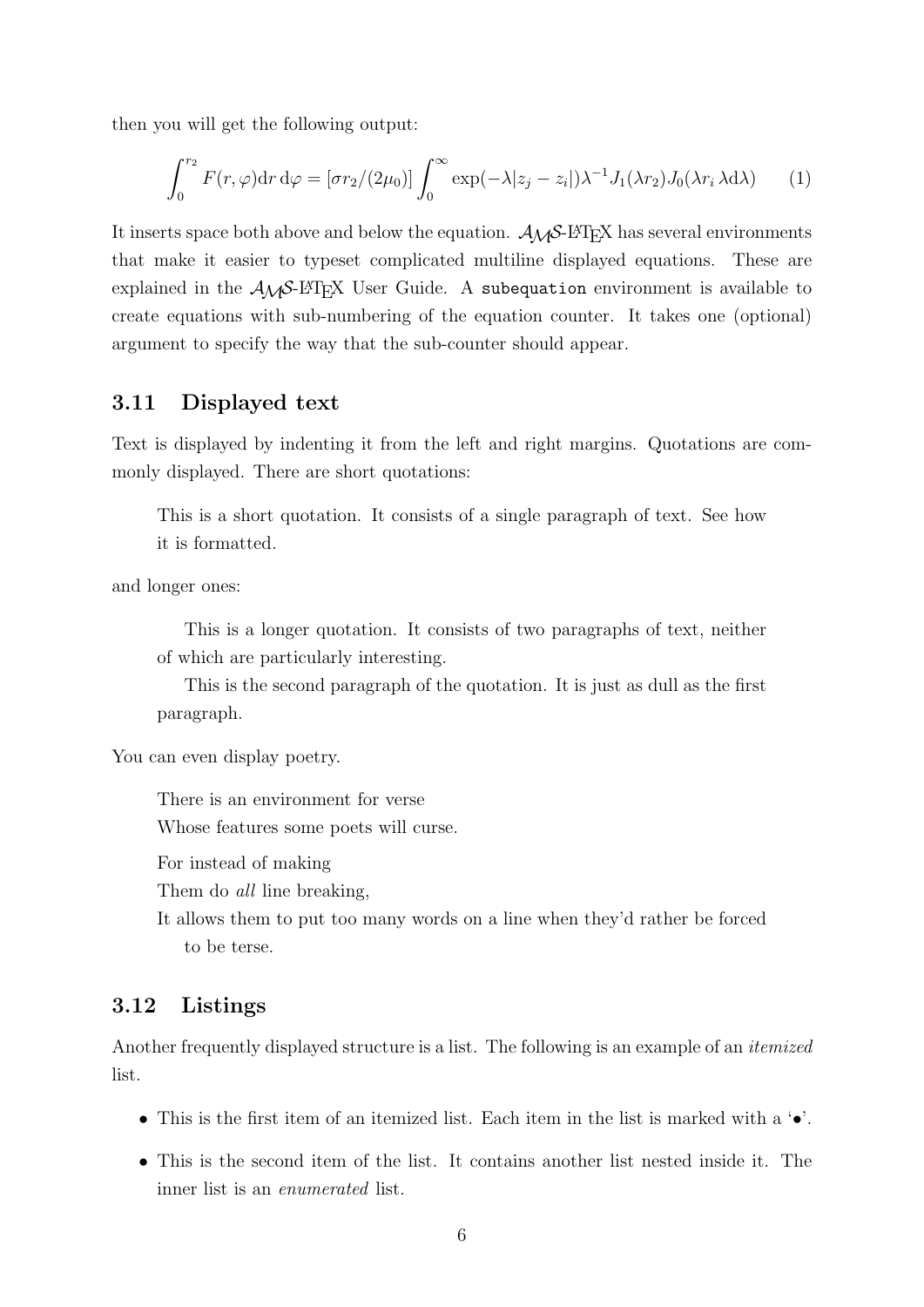then you will get the following output:

$$\int_0^{r_2} F(r,\varphi)\mathrm{d}r\,\mathrm{d}\varphi = [\sigma r_2/(2\mu_0)] \int_0^{\infty} \exp(-\lambda|z_j - z_i|)\lambda^{-1} J_1(\lambda r_2) J_0(\lambda r_i\,\lambda \mathrm{d}\lambda) \tag{1}$$

It inserts space both above and below the equation. $\mathcal{A}\mathcal{M}\mathcal{S}$-LaTeX has several environments that make it easier to typeset complicated multiline displayed equations. These are explained in the $\mathcal{A}\mathcal{M}\mathcal{S}$-LaTeX User Guide. A `subequation` environment is available to create equations with sub-numbering of the equation counter. It takes one (optional) argument to specify the way that the sub-counter should appear.

### 3.11 Displayed text

Text is displayed by indenting it from the left and right margins. Quotations are commonly displayed. There are short quotations:

> This is a short quotation. It consists of a single paragraph of text. See how it is formatted.

and longer ones:

> This is a longer quotation. It consists of two paragraphs of text, neither of which are particularly interesting.
>
> This is the second paragraph of the quotation. It is just as dull as the first paragraph.

You can even display poetry.

> There is an environment for verse  
> Whose features some poets will curse.
>
> For instead of making  
> Them do *all* line breaking,  
> It allows them to put too many words on a line when they'd rather be forced to be terse.

### 3.12 Listings

Another frequently displayed structure is a list. The following is an example of an *itemized* list.

- This is the first item of an itemized list. Each item in the list is marked with a '•'.
- This is the second item of the list. It contains another list nested inside it. The inner list is an *enumerated* list.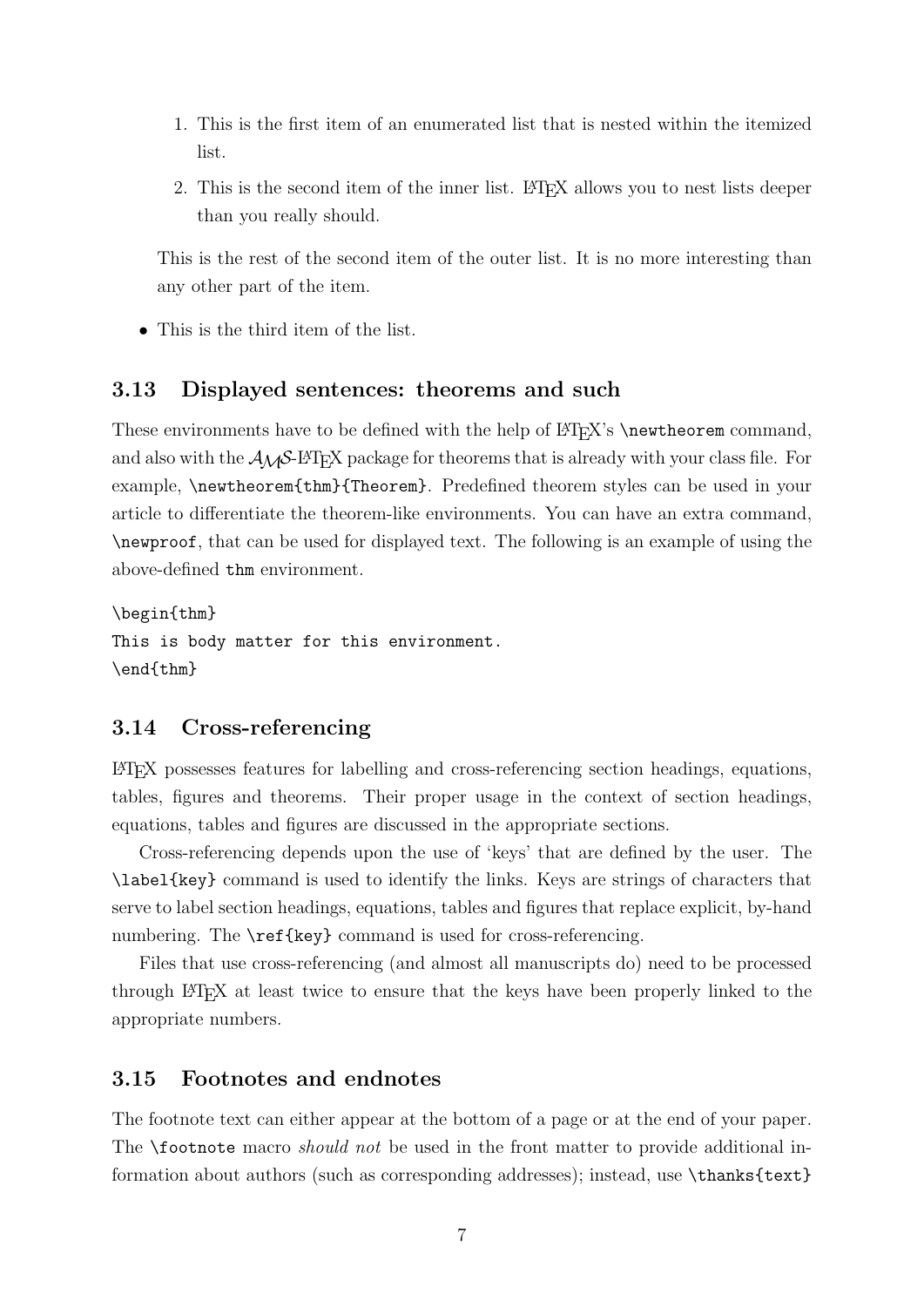1. This is the first item of an enumerated list that is nested within the itemized list.
2. This is the second item of the inner list. LaTeX allows you to nest lists deeper than you really should.

This is the rest of the second item of the outer list. It is no more interesting than any other part of the item.

- This is the third item of the list.

### 3.13 Displayed sentences: theorems and such

These environments have to be defined with the help of LaTeX's `\newtheorem` command, and also with the $\mathcal{AMS}$-LaTeX package for theorems that is already with your class file. For example, `\newtheorem{thm}{Theorem}`. Predefined theorem styles can be used in your article to differentiate the theorem-like environments. You can have an extra command, `\newproof`, that can be used for displayed text. The following is an example of using the above-defined `thm` environment.

```
\begin{thm}
This is body matter for this environment.
\end{thm}
```

### 3.14 Cross-referencing

LaTeX possesses features for labelling and cross-referencing section headings, equations, tables, figures and theorems. Their proper usage in the context of section headings, equations, tables and figures are discussed in the appropriate sections.

Cross-referencing depends upon the use of 'keys' that are defined by the user. The `\label{key}` command is used to identify the links. Keys are strings of characters that serve to label section headings, equations, tables and figures that replace explicit, by-hand numbering. The `\ref{key}` command is used for cross-referencing.

Files that use cross-referencing (and almost all manuscripts do) need to be processed through LaTeX at least twice to ensure that the keys have been properly linked to the appropriate numbers.

### 3.15 Footnotes and endnotes

The footnote text can either appear at the bottom of a page or at the end of your paper. The `\footnote` macro *should not* be used in the front matter to provide additional information about authors (such as corresponding addresses); instead, use `\thanks{text}`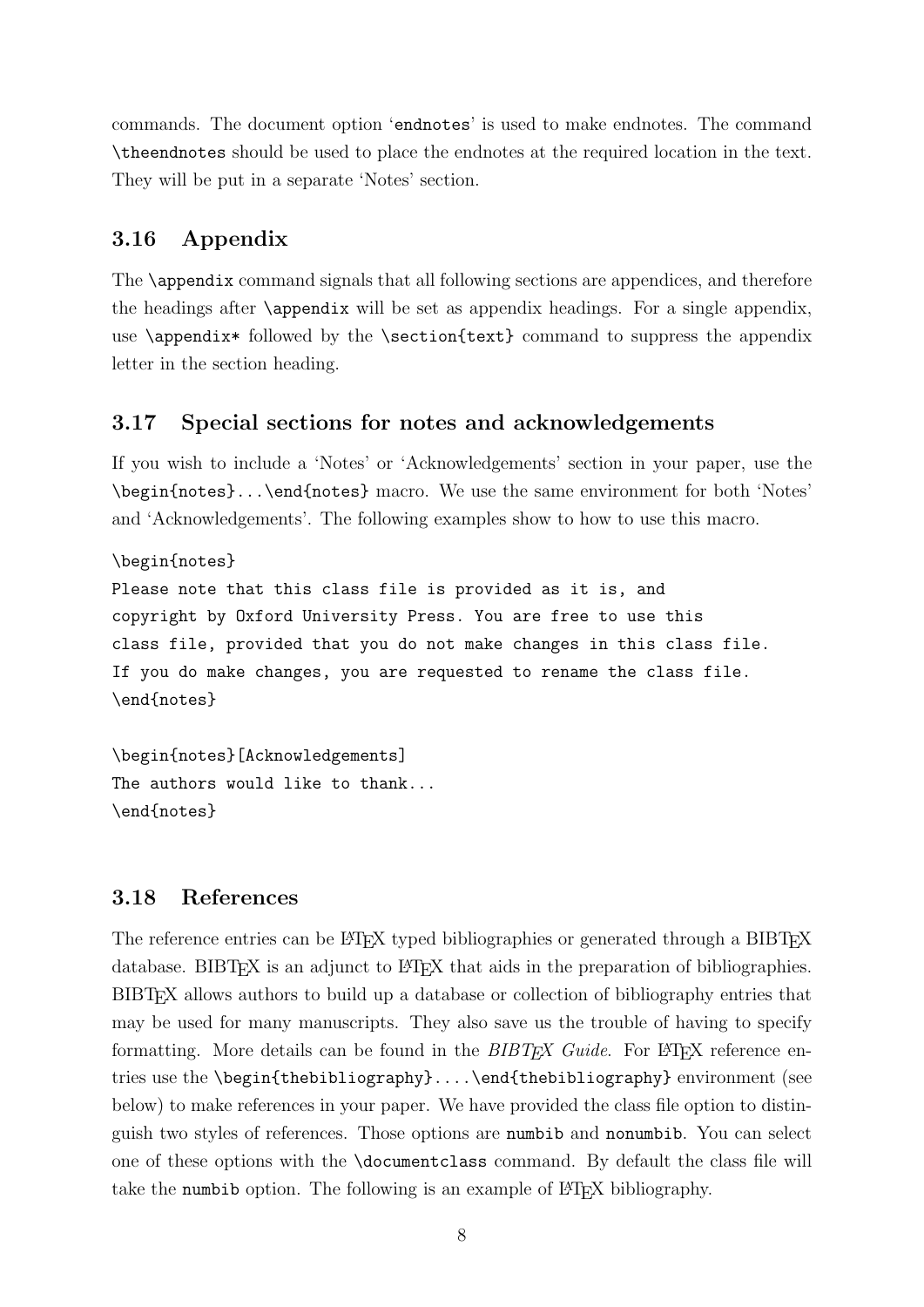commands. The document option `endnotes` is used to make endnotes. The command `\theendnotes` should be used to place the endnotes at the required location in the text. They will be put in a separate 'Notes' section.

### 3.16 Appendix

The `\appendix` command signals that all following sections are appendices, and therefore the headings after `\appendix` will be set as appendix headings. For a single appendix, use `\appendix*` followed by the `\section{text}` command to suppress the appendix letter in the section heading.

### 3.17 Special sections for notes and acknowledgements

If you wish to include a 'Notes' or 'Acknowledgements' section in your paper, use the `\begin{notes}...\end{notes}` macro. We use the same environment for both 'Notes' and 'Acknowledgements'. The following examples show to how to use this macro.

```
\begin{notes}
Please note that this class file is provided as it is, and
copyright by Oxford University Press. You are free to use this
class file, provided that you do not make changes in this class file.
If you do make changes, you are requested to rename the class file.
\end{notes}

\begin{notes}[Acknowledgements]
The authors would like to thank...
\end{notes}
```

### 3.18 References

The reference entries can be LaTeX typed bibliographies or generated through a BIBTeX database. BIBTeX is an adjunct to LaTeX that aids in the preparation of bibliographies. BIBTeX allows authors to build up a database or collection of bibliography entries that may be used for many manuscripts. They also save us the trouble of having to specify formatting. More details can be found in the *BIBTeX Guide*. For LaTeX reference entries use the `\begin{thebibliography}....\end{thebibliography}` environment (see below) to make references in your paper. We have provided the class file option to distinguish two styles of references. Those options are `numbib` and `nonumbib`. You can select one of these options with the `\documentclass` command. By default the class file will take the `numbib` option. The following is an example of LaTeX bibliography.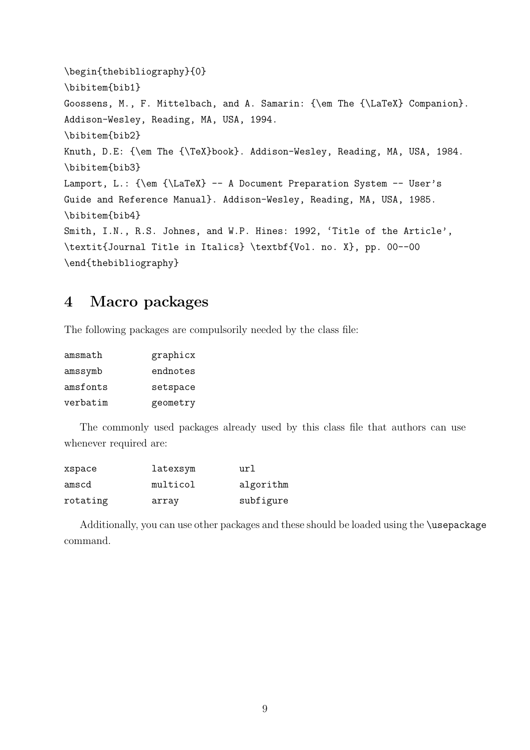```
\begin{thebibliography}{0}
\bibitem{bib1}
Goossens, M., F. Mittelbach, and A. Samarin: {\em The {\LaTeX} Companion}.
Addison-Wesley, Reading, MA, USA, 1994.
\bibitem{bib2}
Knuth, D.E: {\em The {\TeX}book}. Addison-Wesley, Reading, MA, USA, 1984.
\bibitem{bib3}
Lamport, L.: {\em {\LaTeX} -- A Document Preparation System -- User's
Guide and Reference Manual}. Addison-Wesley, Reading, MA, USA, 1985.
\bibitem{bib4}
Smith, I.N., R.S. Johnes, and W.P. Hines: 1992, `Title of the Article',
\textit{Journal Title in Italics} \textbf{Vol. no. X}, pp. 00--00
\end{thebibliography}
```

## 4 Macro packages

The following packages are compulsorily needed by the class file:

| | |
|---|---|
| amsmath | graphicx |
| amssymb | endnotes |
| amsfonts | setspace |
| verbatim | geometry |

The commonly used packages already used by this class file that authors can use whenever required are:

| | | |
|---|---|---|
| xspace | latexsym | url |
| amscd | multicol | algorithm |
| rotating | array | subfigure |

Additionally, you can use other packages and these should be loaded using the `\usepackage` command.